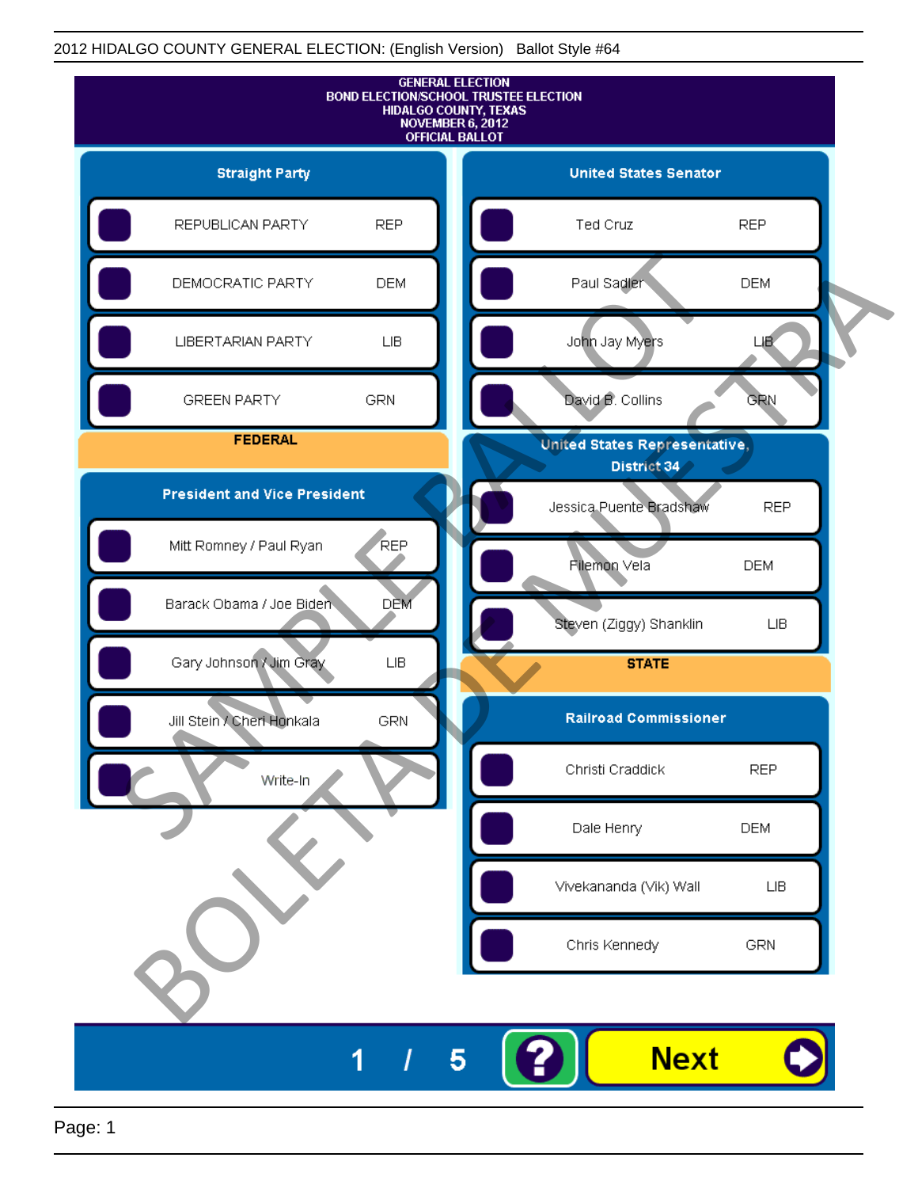2012 HIDALGO COUNTY GENERAL ELECTION: (English Version) Ballot Style #64

GENERAL ELECTION
BOND ELECTION/SCHOOL TRUSTEE ELECTION
HIDALGO COUNTY, TEXAS
NOVEMBER 6, 2012
OFFICIAL BALLOT

## Straight Party

| Party | |
|---|---|
| REPUBLICAN PARTY | REP |
| DEMOCRATIC PARTY | DEM |
| LIBERTARIAN PARTY | LIB |
| GREEN PARTY | GRN |

## FEDERAL

### President and Vice President

| Candidate | |
|---|---|
| Mitt Romney / Paul Ryan | REP |
| Barack Obama / Joe Biden | DEM |
| Gary Johnson / Jim Gray | LIB |
| Jill Stein / Cheri Honkala | GRN |
| Write-In | |

### United States Senator

| Candidate | |
|---|---|
| Ted Cruz | REP |
| Paul Sadler | DEM |
| John Jay Myers | LIB |
| David B. Collins | GRN |

### United States Representative, District 34

| Candidate | |
|---|---|
| Jessica Puente Bradshaw | REP |
| Filemon Vela | DEM |
| Steven (Ziggy) Shanklin | LIB |

## STATE

### Railroad Commissioner

| Candidate | |
|---|---|
| Christi Craddick | REP |
| Dale Henry | DEM |
| Vivekananda (Vik) Wall | LIB |
| Chris Kennedy | GRN |

SAMPLE BALLOT
BOLETA DE MUESTRA

1 / 5 ? Next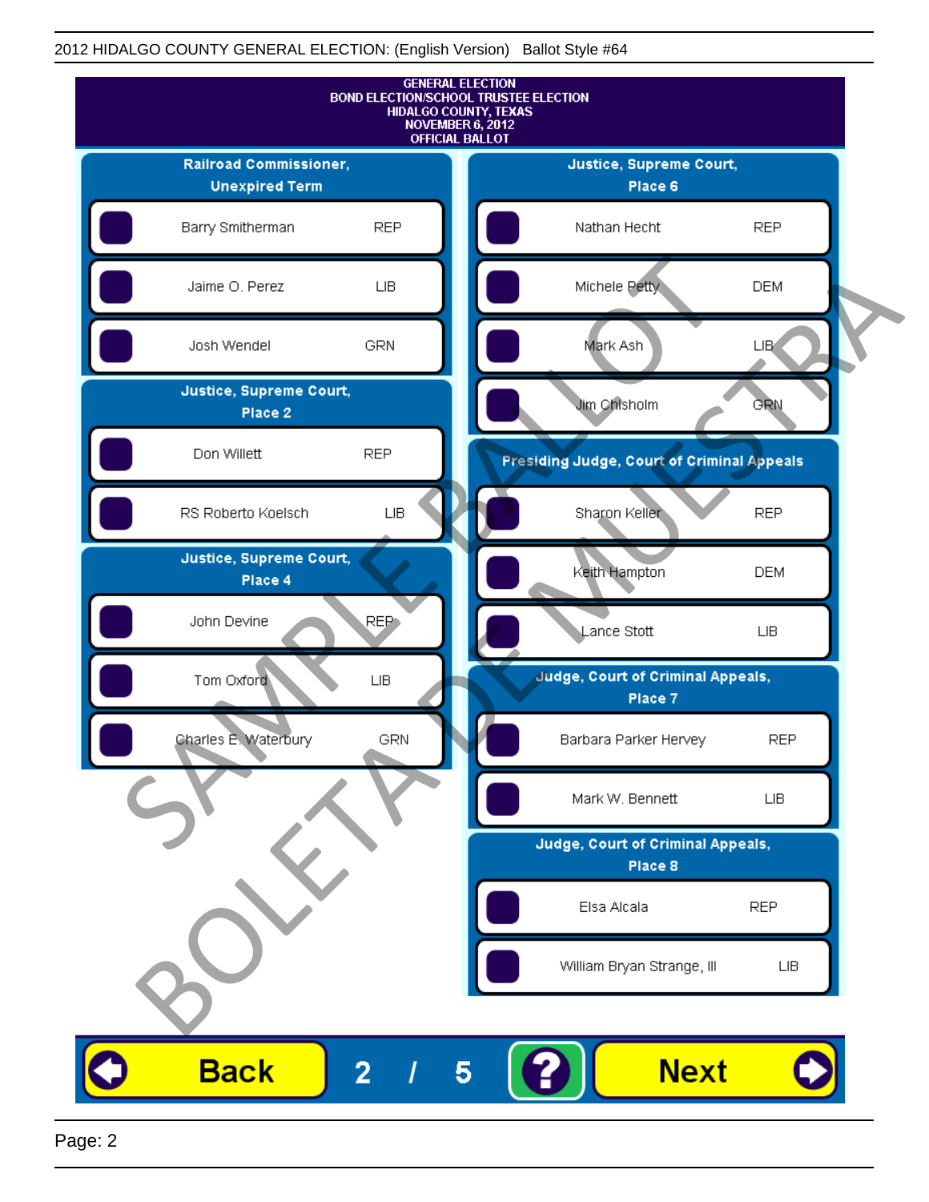2012 HIDALGO COUNTY GENERAL ELECTION: (English Version) Ballot Style #64

GENERAL ELECTION
BOND ELECTION/SCHOOL TRUSTEE ELECTION
HIDALGO COUNTY, TEXAS
NOVEMBER 6, 2012
OFFICIAL BALLOT

## Railroad Commissioner, Unexpired Term

| Candidate | Party |
|---|---|
| Barry Smitherman | REP |
| Jaime O. Perez | LIB |
| Josh Wendel | GRN |

## Justice, Supreme Court, Place 2

| Candidate | Party |
|---|---|
| Don Willett | REP |
| RS Roberto Koelsch | LIB |

## Justice, Supreme Court, Place 4

| Candidate | Party |
|---|---|
| John Devine | REP |
| Tom Oxford | LIB |
| Charles E. Waterbury | GRN |

## Justice, Supreme Court, Place 6

| Candidate | Party |
|---|---|
| Nathan Hecht | REP |
| Michele Petty | DEM |
| Mark Ash | LIB |
| Jim Chisholm | GRN |

## Presiding Judge, Court of Criminal Appeals

| Candidate | Party |
|---|---|
| Sharon Keller | REP |
| Keith Hampton | DEM |
| Lance Stott | LIB |

## Judge, Court of Criminal Appeals, Place 7

| Candidate | Party |
|---|---|
| Barbara Parker Hervey | REP |
| Mark W. Bennett | LIB |

## Judge, Court of Criminal Appeals, Place 8

| Candidate | Party |
|---|---|
| Elsa Alcala | REP |
| William Bryan Strange, III | LIB |

SAMPLE BALLOT
BOLETA DE MUESTRA

Back 2 / 5 ? Next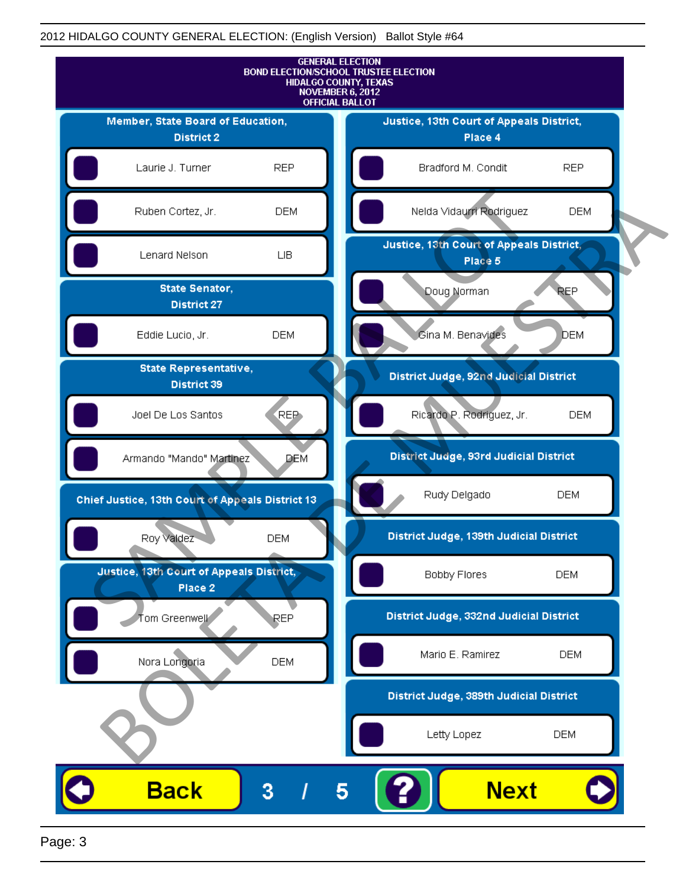GENERAL ELECTION
BOND ELECTION/SCHOOL TRUSTEE ELECTION
HIDALGO COUNTY, TEXAS
NOVEMBER 6, 2012
OFFICIAL BALLOT

## Member, State Board of Education, District 2

| Candidate | Party |
|---|---|
| Laurie J. Turner | REP |
| Ruben Cortez, Jr. | DEM |
| Lenard Nelson | LIB |

## State Senator, District 27

| Candidate | Party |
|---|---|
| Eddie Lucio, Jr. | DEM |

## State Representative, District 39

| Candidate | Party |
|---|---|
| Joel De Los Santos | REP |
| Armando "Mando" Martinez | DEM |

## Chief Justice, 13th Court of Appeals District 13

| Candidate | Party |
|---|---|
| Roy Valdez | DEM |

## Justice, 13th Court of Appeals District, Place 2

| Candidate | Party |
|---|---|
| Tom Greenwell | REP |
| Nora Longoria | DEM |

## Justice, 13th Court of Appeals District, Place 4

| Candidate | Party |
|---|---|
| Bradford M. Condit | REP |
| Nelda Vidaurri Rodriguez | DEM |

## Justice, 13th Court of Appeals District, Place 5

| Candidate | Party |
|---|---|
| Doug Norman | REP |
| Gina M. Benavides | DEM |

## District Judge, 92nd Judicial District

| Candidate | Party |
|---|---|
| Ricardo P. Rodriguez, Jr. | DEM |

## District Judge, 93rd Judicial District

| Candidate | Party |
|---|---|
| Rudy Delgado | DEM |

## District Judge, 139th Judicial District

| Candidate | Party |
|---|---|
| Bobby Flores | DEM |

## District Judge, 332nd Judicial District

| Candidate | Party |
|---|---|
| Mario E. Ramirez | DEM |

## District Judge, 389th Judicial District

| Candidate | Party |
|---|---|
| Letty Lopez | DEM |

Back 3 / 5 ? Next

SAMPLE BALLOT BOLETA DE MUESTRA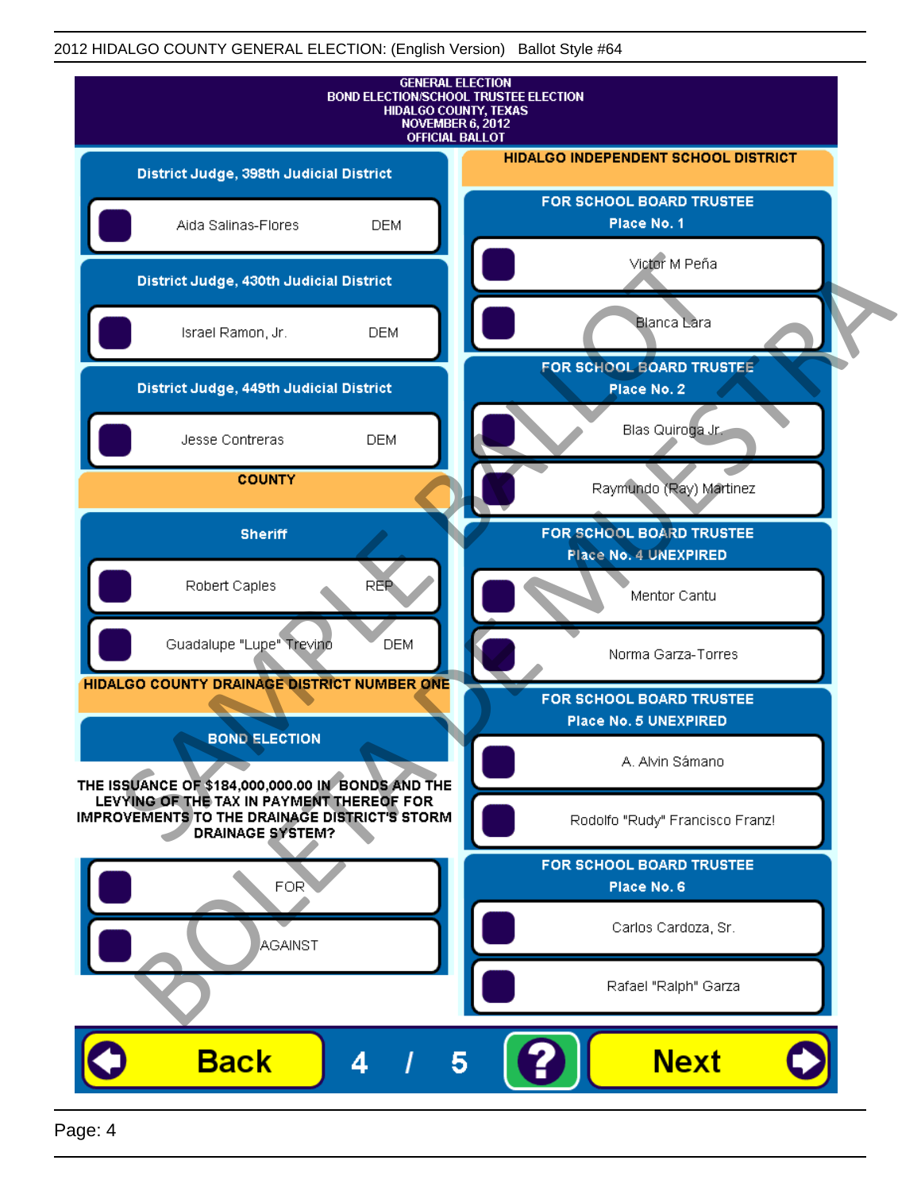# GENERAL ELECTION
# BOND ELECTION/SCHOOL TRUSTEE ELECTION
# HIDALGO COUNTY, TEXAS
# NOVEMBER 6, 2012
# OFFICIAL BALLOT

## District Judge, 398th Judicial District

- Aida Salinas-Flores DEM

## District Judge, 430th Judicial District

- Israel Ramon, Jr. DEM

## District Judge, 449th Judicial District

- Jesse Contreras DEM

## COUNTY

### Sheriff

- Robert Caples REP
- Guadalupe "Lupe" Trevino DEM

## HIDALGO COUNTY DRAINAGE DISTRICT NUMBER ONE

### BOND ELECTION

**THE ISSUANCE OF $184,000,000.00 IN BONDS AND THE LEVYING OF THE TAX IN PAYMENT THEREOF FOR IMPROVEMENTS TO THE DRAINAGE DISTRICT'S STORM DRAINAGE SYSTEM?**

- FOR
- AGAINST

## HIDALGO INDEPENDENT SCHOOL DISTRICT

### FOR SCHOOL BOARD TRUSTEE Place No. 1

- Victor M Peña
- Blanca Lara

### FOR SCHOOL BOARD TRUSTEE Place No. 2

- Blas Quiroga Jr.
- Raymundo (Ray) Martinez

### FOR SCHOOL BOARD TRUSTEE Place No. 4 UNEXPIRED

- Mentor Cantu
- Norma Garza-Torres

### FOR SCHOOL BOARD TRUSTEE Place No. 5 UNEXPIRED

- A. Alvin Sámano
- Rodolfo "Rudy" Francisco Franz!

### FOR SCHOOL BOARD TRUSTEE Place No. 6

- Carlos Cardoza, Sr.
- Rafael "Ralph" Garza

SAMPLE BALLOT BOLETA DE MUESTRA

Back 4 / 5 ? Next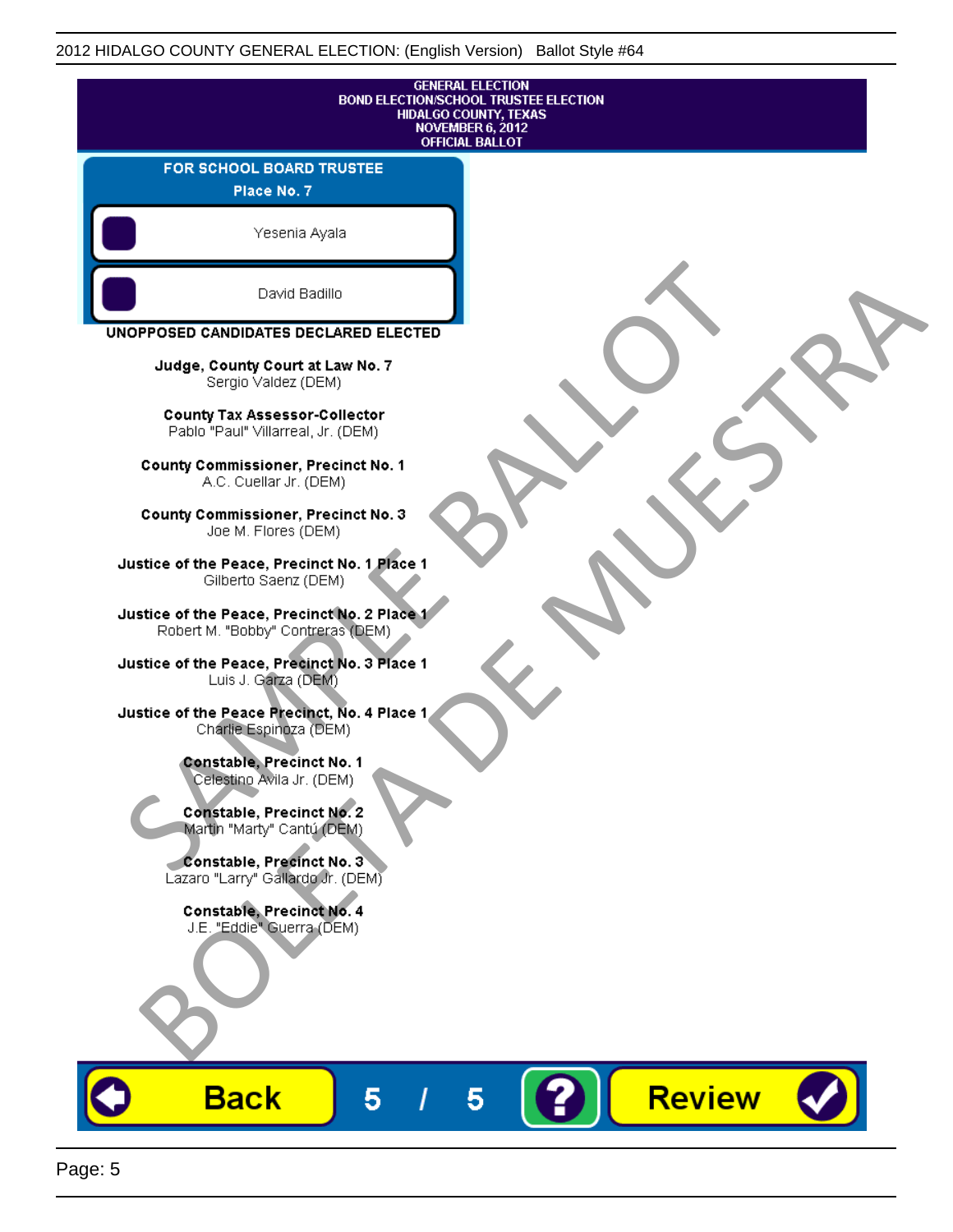GENERAL ELECTION
BOND ELECTION/SCHOOL TRUSTEE ELECTION
HIDALGO COUNTY, TEXAS
NOVEMBER 6, 2012
OFFICIAL BALLOT

## FOR SCHOOL BOARD TRUSTEE
### Place No. 7

- Yesenia Ayala
- David Badillo

## UNOPPOSED CANDIDATES DECLARED ELECTED

**Judge, County Court at Law No. 7**
Sergio Valdez (DEM)

**County Tax Assessor-Collector**
Pablo "Paul" Villarreal, Jr. (DEM)

**County Commissioner, Precinct No. 1**
A.C. Cuellar Jr. (DEM)

**County Commissioner, Precinct No. 3**
Joe M. Flores (DEM)

**Justice of the Peace, Precinct No. 1 Place 1**
Gilberto Saenz (DEM)

**Justice of the Peace, Precinct No. 2 Place 1**
Robert M. "Bobby" Contreras (DEM)

**Justice of the Peace, Precinct No. 3 Place 1**
Luis J. Garza (DEM)

**Justice of the Peace Precinct, No. 4 Place 1**
Charlie Espinoza (DEM)

**Constable, Precinct No. 1**
Celestino Avila Jr. (DEM)

**Constable, Precinct No. 2**
Martin "Marty" Cantú (DEM)

**Constable, Precinct No. 3**
Lazaro "Larry" Gallardo Jr. (DEM)

**Constable, Precinct No. 4**
J.E. "Eddie" Guerra (DEM)

SAMPLE BALLOT
BOLETA DE MUESTRA

Back 5 / 5 ? Review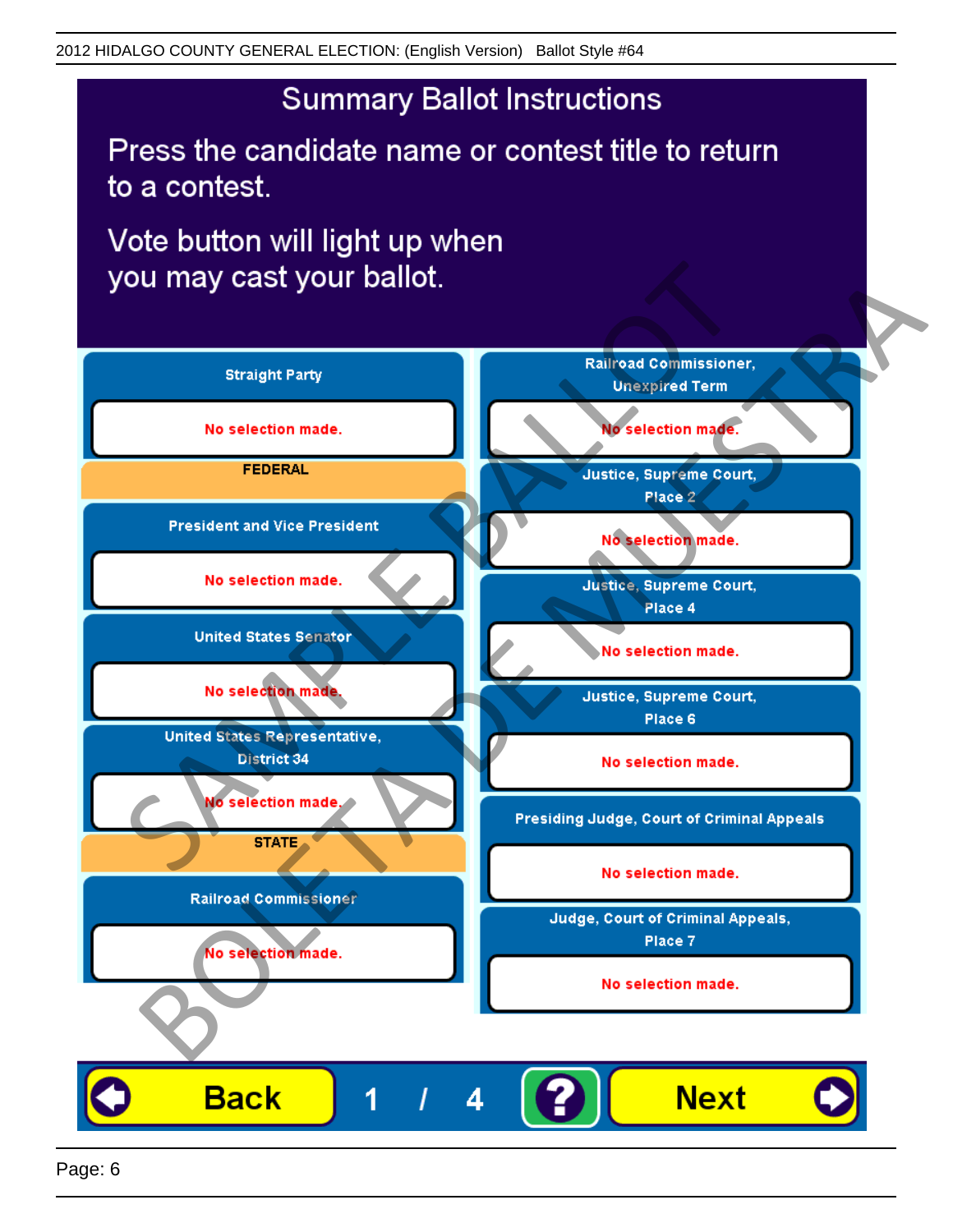# Summary Ballot Instructions

Press the candidate name or contest title to return to a contest.

Vote button will light up when you may cast your ballot.

**Straight Party**

No selection made.

**FEDERAL**

**President and Vice President**

No selection made.

**United States Senator**

No selection made.

**United States Representative, District 34**

No selection made.

**STATE**

**Railroad Commissioner**

No selection made.

**Railroad Commissioner, Unexpired Term**

No selection made.

**Justice, Supreme Court, Place 2**

No selection made.

**Justice, Supreme Court, Place 4**

No selection made.

**Justice, Supreme Court, Place 6**

No selection made.

**Presiding Judge, Court of Criminal Appeals**

No selection made.

**Judge, Court of Criminal Appeals, Place 7**

No selection made.

Back 1 / 4 ? Next

SAMPLE BALLOT BOLETA DE MUESTRA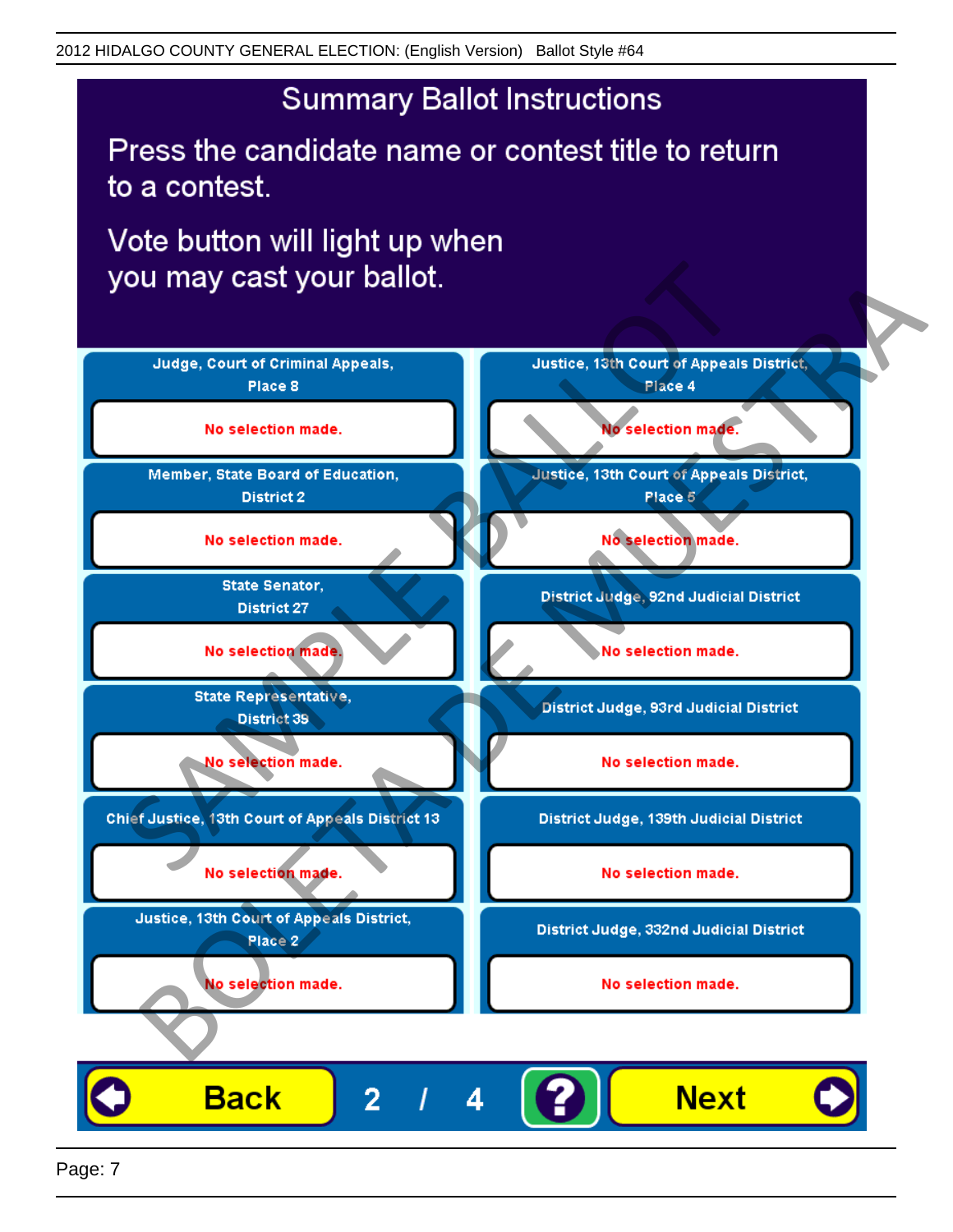2012 HIDALGO COUNTY GENERAL ELECTION: (English Version) Ballot Style #64

# Summary Ballot Instructions

Press the candidate name or contest title to return to a contest.

Vote button will light up when you may cast your ballot.

| Contest | Selection |
|---|---|
| Judge, Court of Criminal Appeals, Place 8 | No selection made. |
| Member, State Board of Education, District 2 | No selection made. |
| State Senator, District 27 | No selection made. |
| State Representative, District 39 | No selection made. |
| Chief Justice, 13th Court of Appeals District 13 | No selection made. |
| Justice, 13th Court of Appeals District, Place 2 | No selection made. |
| Justice, 13th Court of Appeals District, Place 4 | No selection made. |
| Justice, 13th Court of Appeals District, Place 5 | No selection made. |
| District Judge, 92nd Judicial District | No selection made. |
| District Judge, 93rd Judicial District | No selection made. |
| District Judge, 139th Judicial District | No selection made. |
| District Judge, 332nd Judicial District | No selection made. |

Back 2 / 4 ? Next

SAMPLE BALLOT BOLETA DE MUESTRA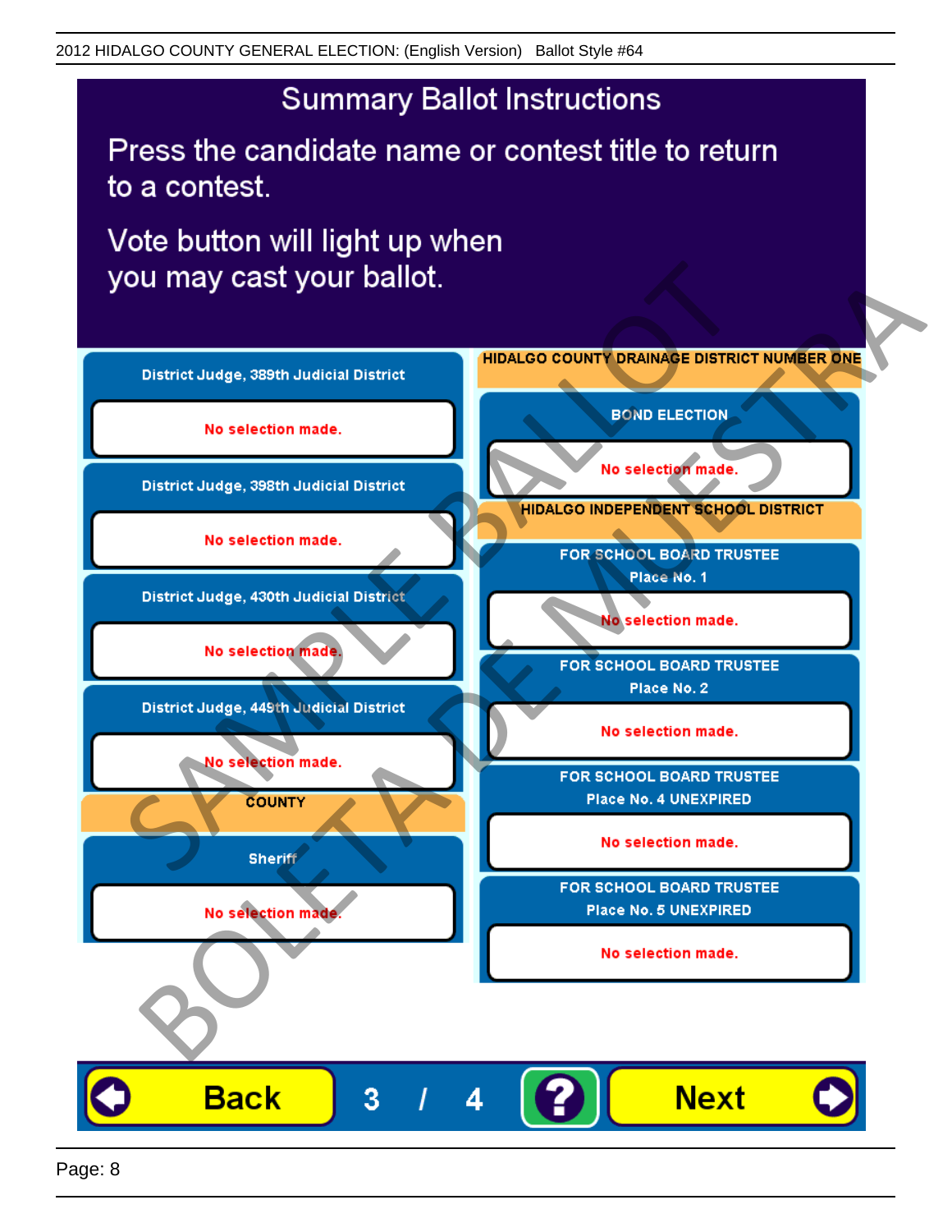2012 HIDALGO COUNTY GENERAL ELECTION: (English Version) Ballot Style #64

# Summary Ballot Instructions

Press the candidate name or contest title to return to a contest.

Vote button will light up when you may cast your ballot.

**District Judge, 389th Judicial District**

No selection made.

**District Judge, 398th Judicial District**

No selection made.

**District Judge, 430th Judicial District**

No selection made.

**District Judge, 449th Judicial District**

No selection made.

**COUNTY**

**Sheriff**

No selection made.

**HIDALGO COUNTY DRAINAGE DISTRICT NUMBER ONE**

**BOND ELECTION**

No selection made.

**HIDALGO INDEPENDENT SCHOOL DISTRICT**

**FOR SCHOOL BOARD TRUSTEE Place No. 1**

No selection made.

**FOR SCHOOL BOARD TRUSTEE Place No. 2**

No selection made.

**FOR SCHOOL BOARD TRUSTEE Place No. 4 UNEXPIRED**

No selection made.

**FOR SCHOOL BOARD TRUSTEE Place No. 5 UNEXPIRED**

No selection made.

Back 3 / 4 ? Next

SAMPLE BALLOT BOLETA DE MUESTRA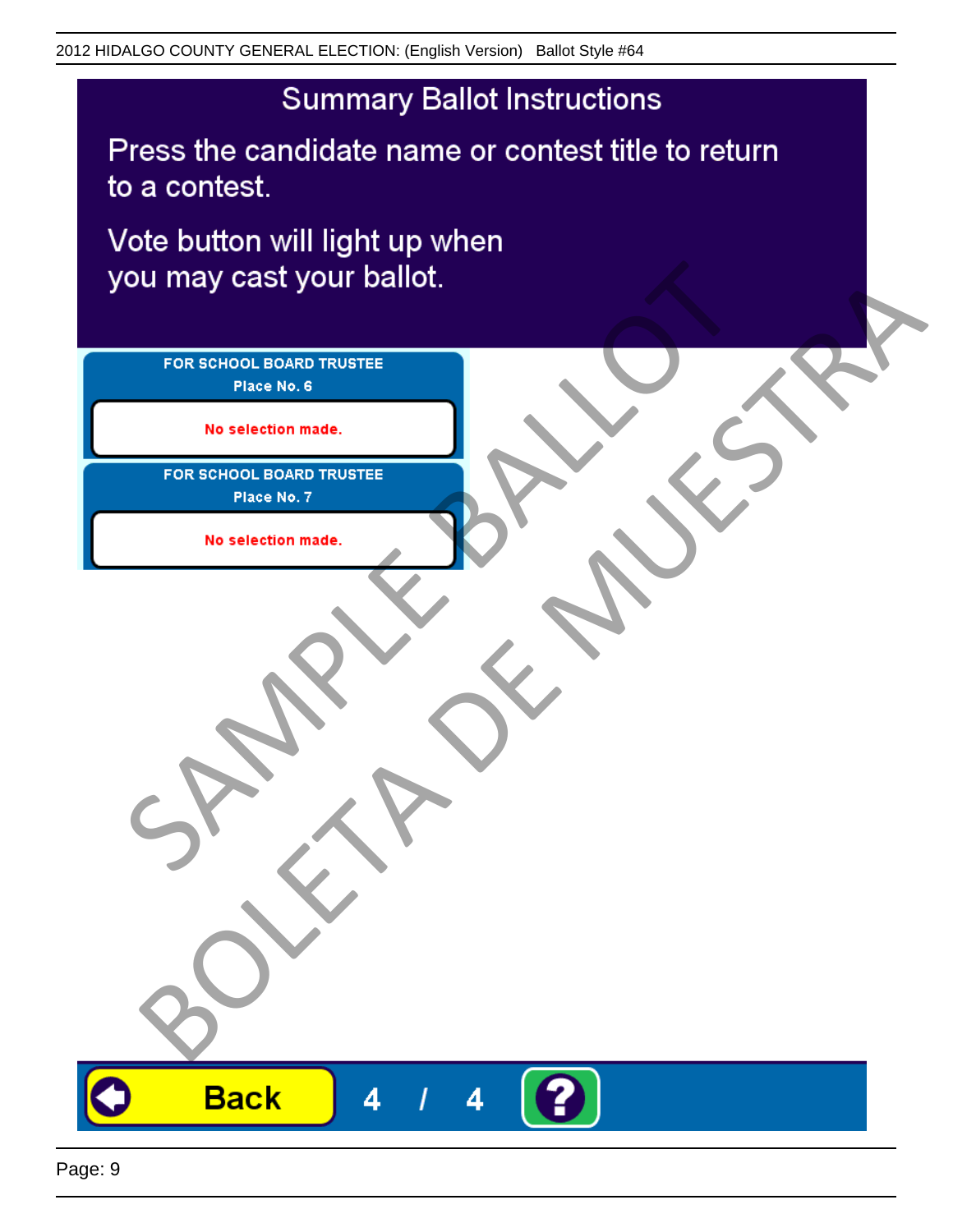# Summary Ballot Instructions

Press the candidate name or contest title to return to a contest.

Vote button will light up when you may cast your ballot.

**FOR SCHOOL BOARD TRUSTEE**
**Place No. 6**

No selection made.

**FOR SCHOOL BOARD TRUSTEE**
**Place No. 7**

No selection made.

SAMPLE BALLOT

BOLETA DE MUESTRA

Back

4 / 4

?